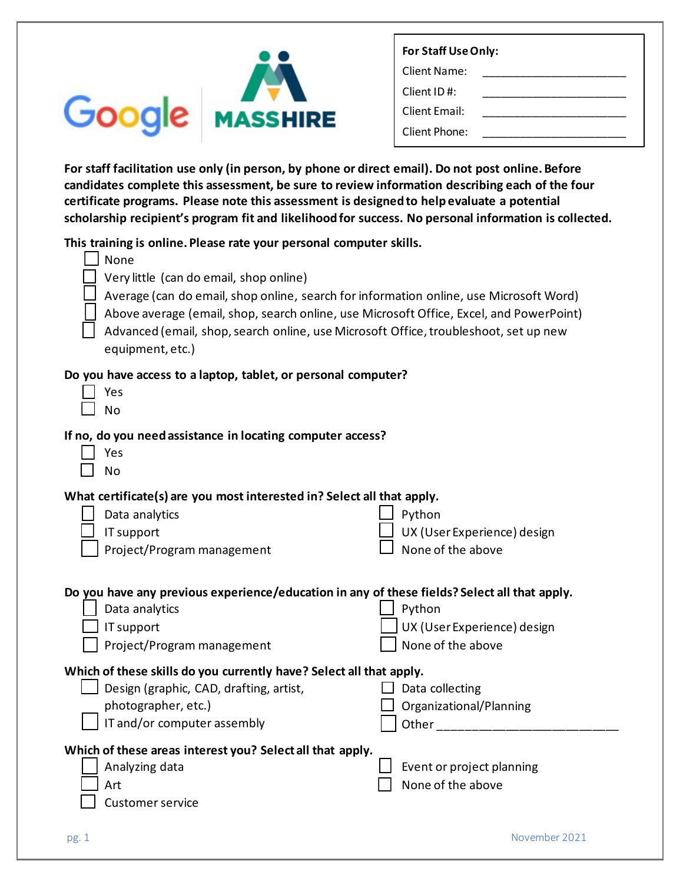**For Staff Use Only:**

Client Name: ______________________

Client ID #: ______________________

Client Email: ______________________

Client Phone: ______________________

**For staff facilitation use only (in person, by phone or direct email). Do not post online. Before candidates complete this assessment, be sure to review information describing each of the four certificate programs. Please note this assessment is designed to help evaluate a potential scholarship recipient's program fit and likelihood for success. No personal information is collected.**

**This training is online. Please rate your personal computer skills.**

- [ ] None
- [ ] Very little (can do email, shop online)
- [ ] Average (can do email, shop online, search for information online, use Microsoft Word)
- [ ] Above average (email, shop, search online, use Microsoft Office, Excel, and PowerPoint)
- [ ] Advanced (email, shop, search online, use Microsoft Office, troubleshoot, set up new equipment, etc.)

**Do you have access to a laptop, tablet, or personal computer?**

- [ ] Yes
- [ ] No

**If no, do you need assistance in locating computer access?**

- [ ] Yes
- [ ] No

**What certificate(s) are you most interested in? Select all that apply.**

- [ ] Data analytics
- [ ] IT support
- [ ] Project/Program management
- [ ] Python
- [ ] UX (User Experience) design
- [ ] None of the above

**Do you have any previous experience/education in any of these fields? Select all that apply.**

- [ ] Data analytics
- [ ] IT support
- [ ] Project/Program management
- [ ] Python
- [ ] UX (User Experience) design
- [ ] None of the above

**Which of these skills do you currently have? Select all that apply.**

- [ ] Design (graphic, CAD, drafting, artist, photographer, etc.)
- [ ] IT and/or computer assembly
- [ ] Data collecting
- [ ] Organizational/Planning
- [ ] Other ___________________________

**Which of these areas interest you? Select all that apply.**

- [ ] Analyzing data
- [ ] Art
- [ ] Customer service
- [ ] Event or project planning
- [ ] None of the above

November 2021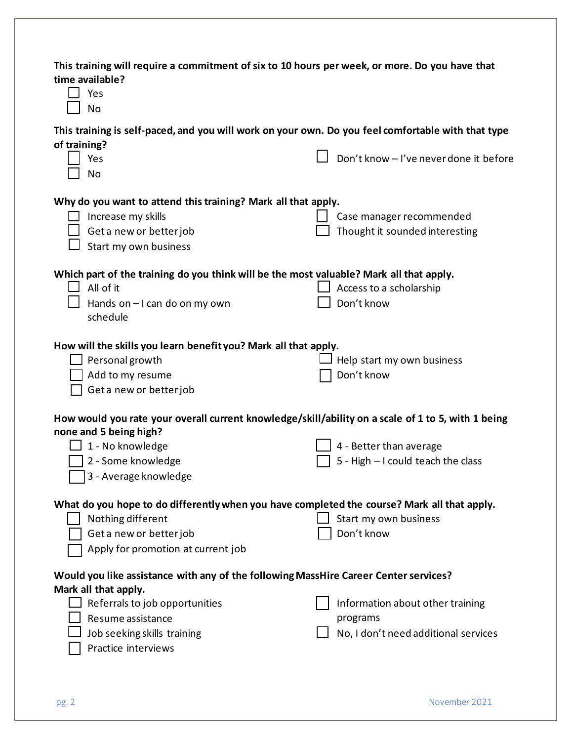**This training will require a commitment of six to 10 hours per week, or more. Do you have that time available?**

- ☐ Yes
- ☐ No

**This training is self-paced, and you will work on your own. Do you feel comfortable with that type of training?**

- ☐ Yes
- ☐ No
- ☐ Don't know – I've never done it before

**Why do you want to attend this training? Mark all that apply.**

- ☐ Increase my skills
- ☐ Get a new or better job
- ☐ Start my own business
- ☐ Case manager recommended
- ☐ Thought it sounded interesting

**Which part of the training do you think will be the most valuable? Mark all that apply.**

- ☐ All of it
- ☐ Hands on – I can do on my own schedule
- ☐ Access to a scholarship
- ☐ Don't know

**How will the skills you learn benefit you? Mark all that apply.**

- ☐ Personal growth
- ☐ Add to my resume
- ☐ Get a new or better job
- ☐ Help start my own business
- ☐ Don't know

**How would you rate your overall current knowledge/skill/ability on a scale of 1 to 5, with 1 being none and 5 being high?**

- ☐ 1 - No knowledge
- ☐ 2 - Some knowledge
- ☐ 3 - Average knowledge
- ☐ 4 - Better than average
- ☐ 5 - High – I could teach the class

**What do you hope to do differently when you have completed the course? Mark all that apply.**

- ☐ Nothing different
- ☐ Get a new or better job
- ☐ Apply for promotion at current job
- ☐ Start my own business
- ☐ Don't know

**Would you like assistance with any of the following MassHire Career Center services? Mark all that apply.**

- ☐ Referrals to job opportunities
- ☐ Resume assistance
- ☐ Job seeking skills training
- ☐ Practice interviews
- ☐ Information about other training programs
- ☐ No, I don't need additional services

November 2021